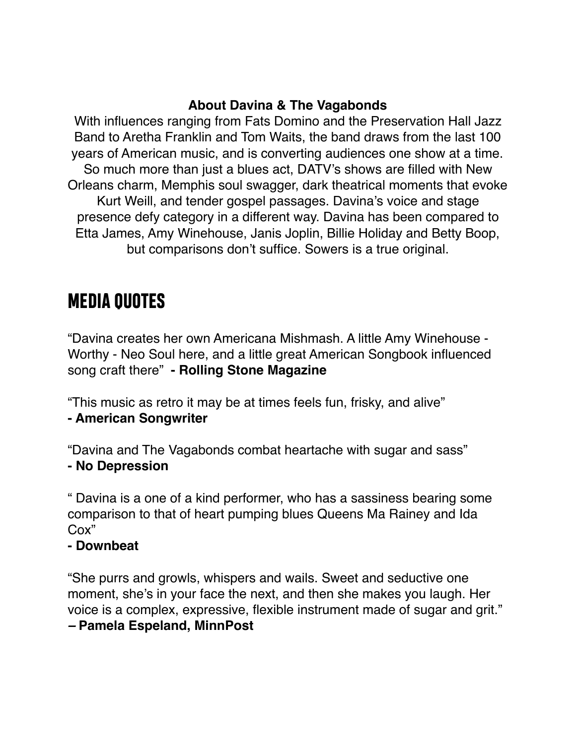**About Davina & The Vagabonds**

With influences ranging from Fats Domino and the Preservation Hall Jazz Band to Aretha Franklin and Tom Waits, the band draws from the last 100 years of American music, and is converting audiences one show at a time. So much more than just a blues act, DATV's shows are filled with New Orleans charm, Memphis soul swagger, dark theatrical moments that evoke Kurt Weill, and tender gospel passages. Davina's voice and stage presence defy category in a different way. Davina has been compared to Etta James, Amy Winehouse, Janis Joplin, Billie Holiday and Betty Boop, but comparisons don't suffice. Sowers is a true original.

# MEDIA QUOTES

"Davina creates her own Americana Mishmash. A little Amy Winehouse - Worthy - Neo Soul here, and a little great American Songbook influenced song craft there" **- Rolling Stone Magazine**

"This music as retro it may be at times feels fun, frisky, and alive"
**- American Songwriter**

"Davina and The Vagabonds combat heartache with sugar and sass"
**- No Depression**

" Davina is a one of a kind performer, who has a sassiness bearing some comparison to that of heart pumping blues Queens Ma Rainey and Ida Cox"
**- Downbeat**

"She purrs and growls, whispers and wails. Sweet and seductive one moment, she's in your face the next, and then she makes you laugh. Her voice is a complex, expressive, flexible instrument made of sugar and grit."
**– Pamela Espeland, MinnPost**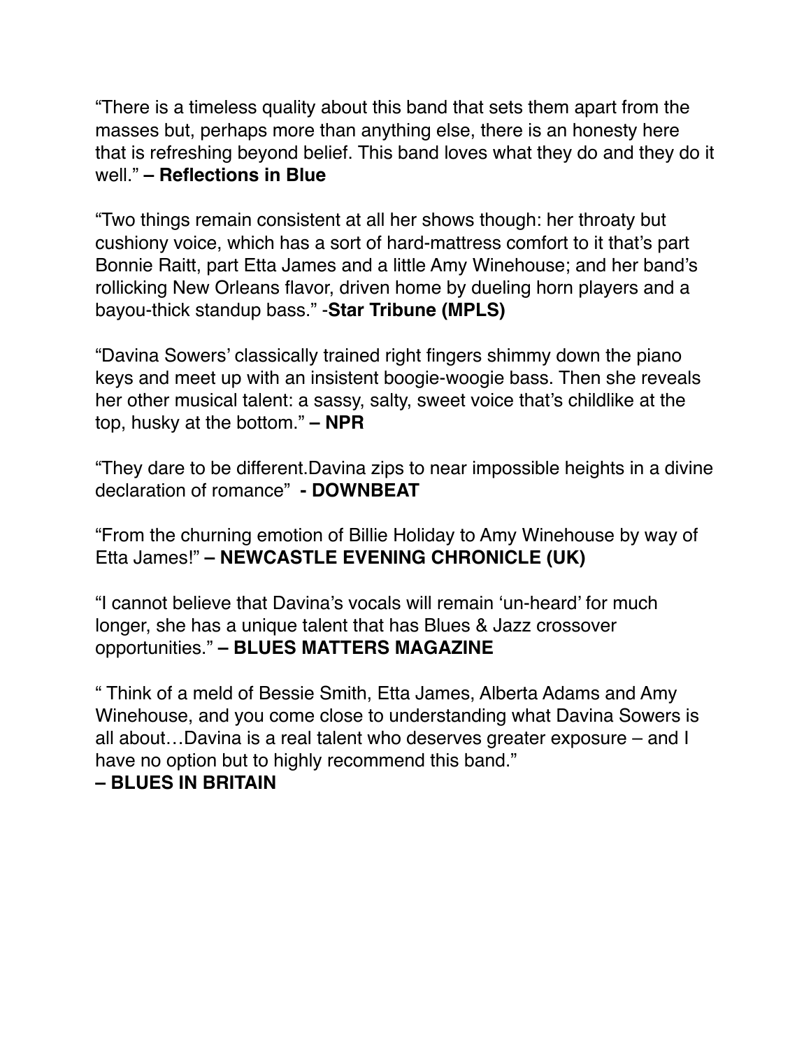"There is a timeless quality about this band that sets them apart from the masses but, perhaps more than anything else, there is an honesty here that is refreshing beyond belief. This band loves what they do and they do it well." **– Reflections in Blue**

"Two things remain consistent at all her shows though: her throaty but cushiony voice, which has a sort of hard-mattress comfort to it that's part Bonnie Raitt, part Etta James and a little Amy Winehouse; and her band's rollicking New Orleans flavor, driven home by dueling horn players and a bayou-thick standup bass." -**Star Tribune (MPLS)**

"Davina Sowers' classically trained right fingers shimmy down the piano keys and meet up with an insistent boogie-woogie bass. Then she reveals her other musical talent: a sassy, salty, sweet voice that's childlike at the top, husky at the bottom." **– NPR**

"They dare to be different.Davina zips to near impossible heights in a divine declaration of romance" **- DOWNBEAT**

"From the churning emotion of Billie Holiday to Amy Winehouse by way of Etta James!" **– NEWCASTLE EVENING CHRONICLE (UK)**

"I cannot believe that Davina's vocals will remain 'un-heard' for much longer, she has a unique talent that has Blues & Jazz crossover opportunities." **– BLUES MATTERS MAGAZINE**

" Think of a meld of Bessie Smith, Etta James, Alberta Adams and Amy Winehouse, and you come close to understanding what Davina Sowers is all about…Davina is a real talent who deserves greater exposure – and I have no option but to highly recommend this band."
**– BLUES IN BRITAIN**